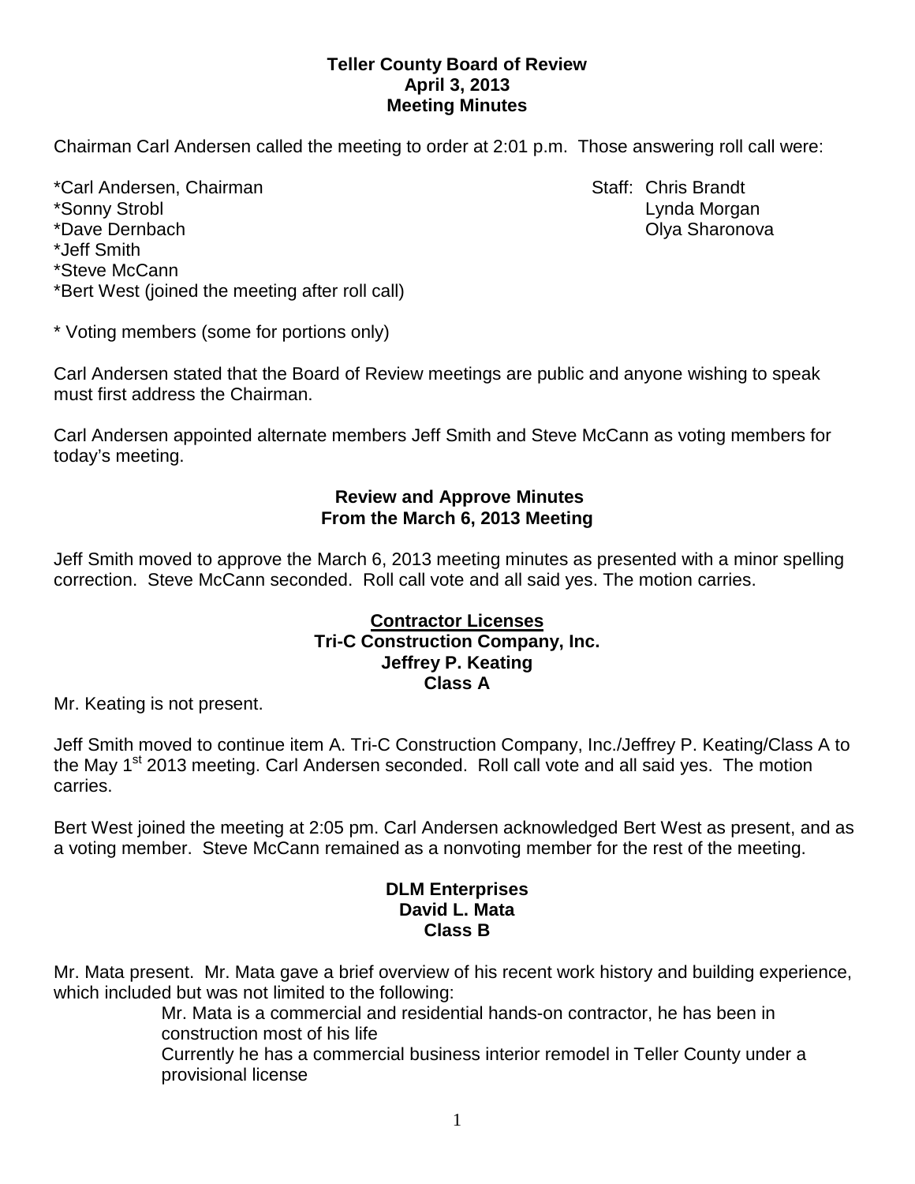**Teller County Board of Review**
**April 3, 2013**
**Meeting Minutes**

Chairman Carl Andersen called the meeting to order at 2:01 p.m. Those answering roll call were:

*Carl Andersen, Chairman
*Sonny Strobl
*Dave Dernbach
*Jeff Smith
*Steve McCann
*Bert West (joined the meeting after roll call)

Staff: Chris Brandt
Lynda Morgan
Olya Sharonova

* Voting members (some for portions only)

Carl Andersen stated that the Board of Review meetings are public and anyone wishing to speak must first address the Chairman.

Carl Andersen appointed alternate members Jeff Smith and Steve McCann as voting members for today's meeting.

**Review and Approve Minutes**
**From the March 6, 2013 Meeting**

Jeff Smith moved to approve the March 6, 2013 meeting minutes as presented with a minor spelling correction. Steve McCann seconded. Roll call vote and all said yes. The motion carries.

**Contractor Licenses**
**Tri-C Construction Company, Inc.**
**Jeffrey P. Keating**
**Class A**

Mr. Keating is not present.

Jeff Smith moved to continue item A. Tri-C Construction Company, Inc./Jeffrey P. Keating/Class A to the May 1st 2013 meeting. Carl Andersen seconded. Roll call vote and all said yes. The motion carries.

Bert West joined the meeting at 2:05 pm. Carl Andersen acknowledged Bert West as present, and as a voting member. Steve McCann remained as a nonvoting member for the rest of the meeting.

**DLM Enterprises**
**David L. Mata**
**Class B**

Mr. Mata present. Mr. Mata gave a brief overview of his recent work history and building experience, which included but was not limited to the following:

Mr. Mata is a commercial and residential hands-on contractor, he has been in construction most of his life

Currently he has a commercial business interior remodel in Teller County under a provisional license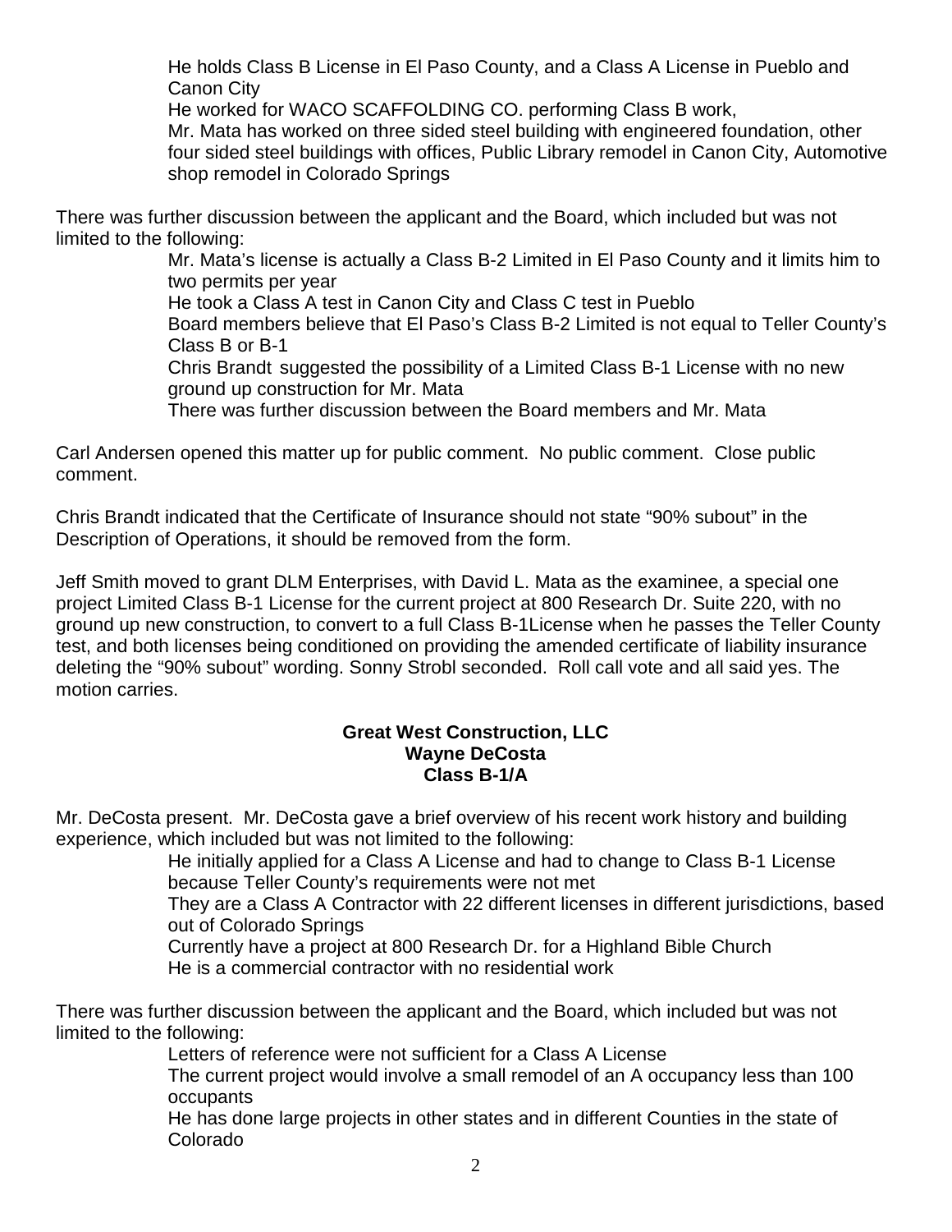He holds Class B License in El Paso County, and a Class A License in Pueblo and Canon City

He worked for WACO SCAFFOLDING CO. performing Class B work,

Mr. Mata has worked on three sided steel building with engineered foundation, other four sided steel buildings with offices, Public Library remodel in Canon City, Automotive shop remodel in Colorado Springs

There was further discussion between the applicant and the Board, which included but was not limited to the following:

Mr. Mata's license is actually a Class B-2 Limited in El Paso County and it limits him to two permits per year

He took a Class A test in Canon City and Class C test in Pueblo

Board members believe that El Paso's Class B-2 Limited is not equal to Teller County's Class B or B-1

Chris Brandt suggested the possibility of a Limited Class B-1 License with no new ground up construction for Mr. Mata

There was further discussion between the Board members and Mr. Mata

Carl Andersen opened this matter up for public comment. No public comment. Close public comment.

Chris Brandt indicated that the Certificate of Insurance should not state "90% subout" in the Description of Operations, it should be removed from the form.

Jeff Smith moved to grant DLM Enterprises, with David L. Mata as the examinee, a special one project Limited Class B-1 License for the current project at 800 Research Dr. Suite 220, with no ground up new construction, to convert to a full Class B-1License when he passes the Teller County test, and both licenses being conditioned on providing the amended certificate of liability insurance deleting the "90% subout" wording. Sonny Strobl seconded. Roll call vote and all said yes. The motion carries.

**Great West Construction, LLC**
**Wayne DeCosta**
**Class B-1/A**

Mr. DeCosta present. Mr. DeCosta gave a brief overview of his recent work history and building experience, which included but was not limited to the following:

He initially applied for a Class A License and had to change to Class B-1 License because Teller County's requirements were not met

They are a Class A Contractor with 22 different licenses in different jurisdictions, based out of Colorado Springs

Currently have a project at 800 Research Dr. for a Highland Bible Church

He is a commercial contractor with no residential work

There was further discussion between the applicant and the Board, which included but was not limited to the following:

Letters of reference were not sufficient for a Class A License

The current project would involve a small remodel of an A occupancy less than 100 occupants

He has done large projects in other states and in different Counties in the state of Colorado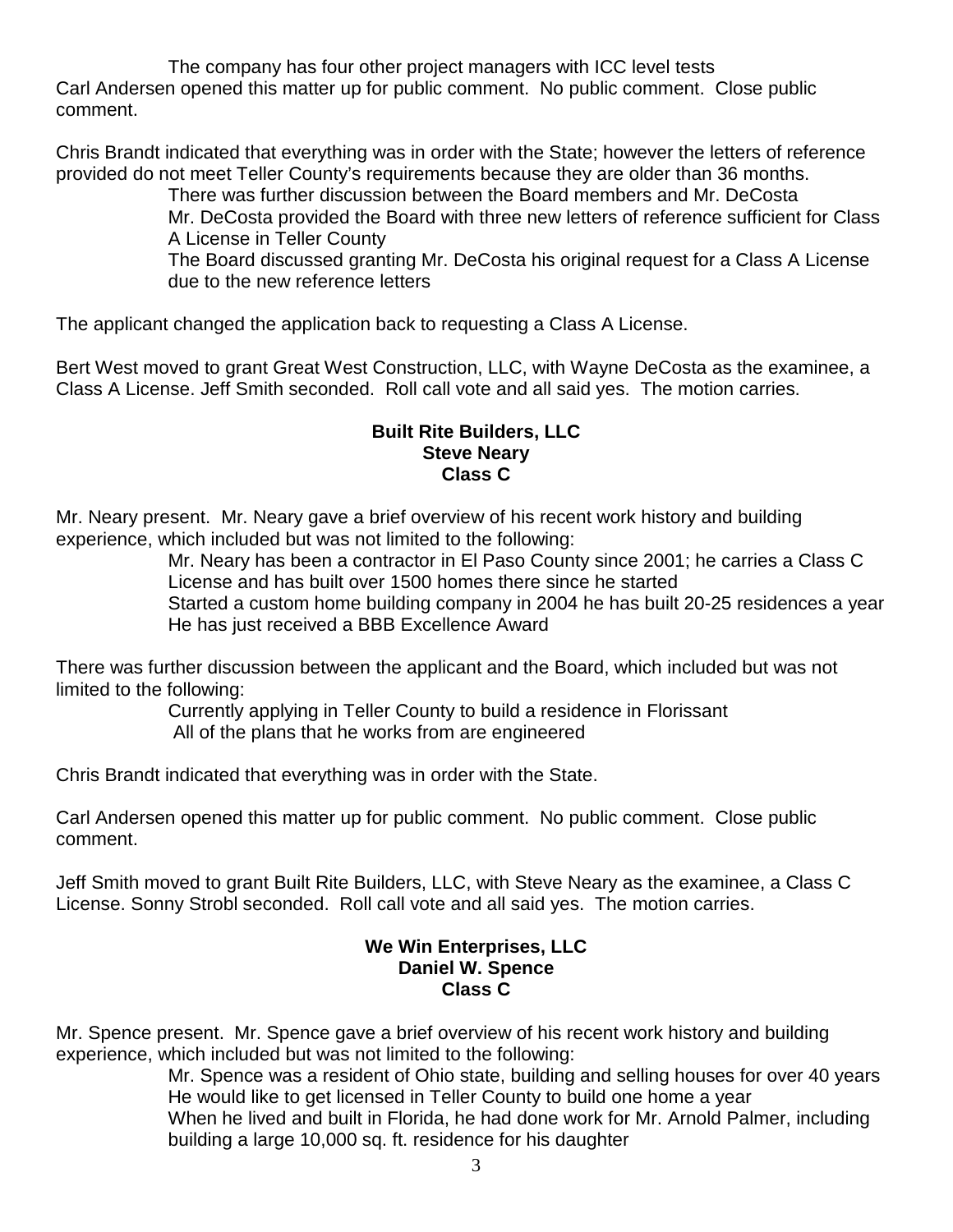The company has four other project managers with ICC level tests

Carl Andersen opened this matter up for public comment. No public comment. Close public comment.

Chris Brandt indicated that everything was in order with the State; however the letters of reference provided do not meet Teller County's requirements because they are older than 36 months.

- There was further discussion between the Board members and Mr. DeCosta
- Mr. DeCosta provided the Board with three new letters of reference sufficient for Class A License in Teller County
- The Board discussed granting Mr. DeCosta his original request for a Class A License due to the new reference letters

The applicant changed the application back to requesting a Class A License.

Bert West moved to grant Great West Construction, LLC, with Wayne DeCosta as the examinee, a Class A License. Jeff Smith seconded. Roll call vote and all said yes. The motion carries.

**Built Rite Builders, LLC**
**Steve Neary**
**Class C**

Mr. Neary present. Mr. Neary gave a brief overview of his recent work history and building experience, which included but was not limited to the following:

- Mr. Neary has been a contractor in El Paso County since 2001; he carries a Class C License and has built over 1500 homes there since he started
- Started a custom home building company in 2004 he has built 20-25 residences a year
- He has just received a BBB Excellence Award

There was further discussion between the applicant and the Board, which included but was not limited to the following:

- Currently applying in Teller County to build a residence in Florissant
- All of the plans that he works from are engineered

Chris Brandt indicated that everything was in order with the State.

Carl Andersen opened this matter up for public comment. No public comment. Close public comment.

Jeff Smith moved to grant Built Rite Builders, LLC, with Steve Neary as the examinee, a Class C License. Sonny Strobl seconded. Roll call vote and all said yes. The motion carries.

**We Win Enterprises, LLC**
**Daniel W. Spence**
**Class C**

Mr. Spence present. Mr. Spence gave a brief overview of his recent work history and building experience, which included but was not limited to the following:

- Mr. Spence was a resident of Ohio state, building and selling houses for over 40 years
- He would like to get licensed in Teller County to build one home a year
- When he lived and built in Florida, he had done work for Mr. Arnold Palmer, including building a large 10,000 sq. ft. residence for his daughter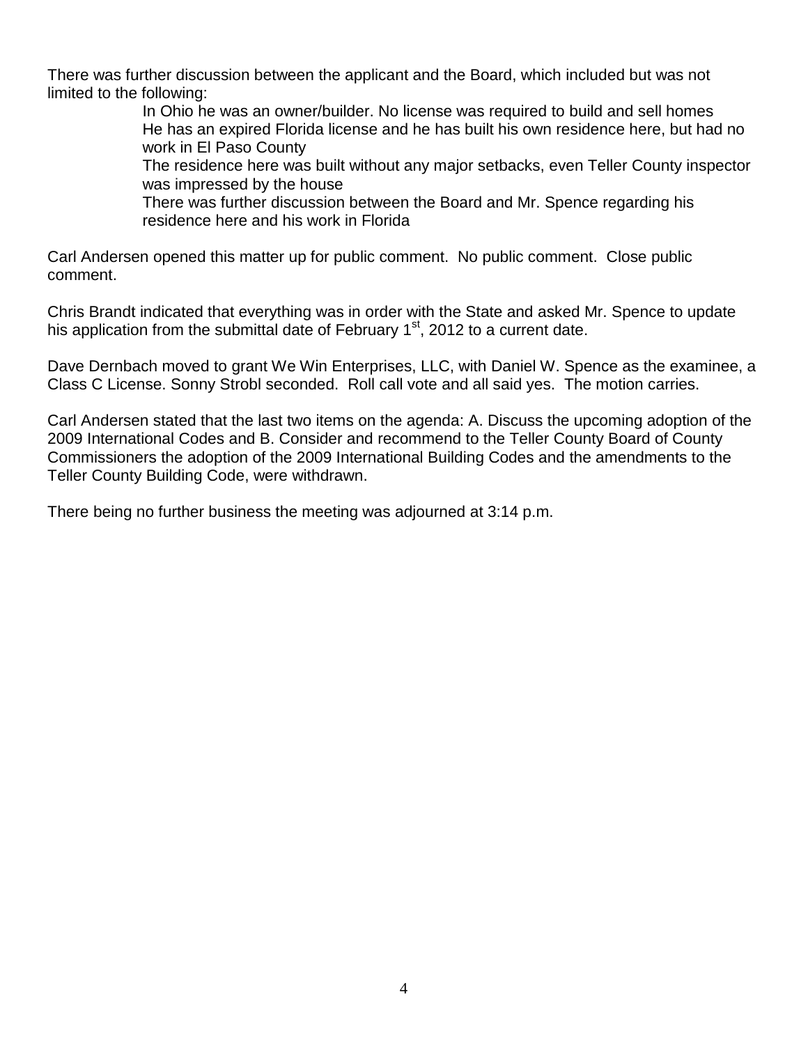There was further discussion between the applicant and the Board, which included but was not limited to the following:

- In Ohio he was an owner/builder. No license was required to build and sell homes
- He has an expired Florida license and he has built his own residence here, but had no work in El Paso County
- The residence here was built without any major setbacks, even Teller County inspector was impressed by the house
- There was further discussion between the Board and Mr. Spence regarding his residence here and his work in Florida

Carl Andersen opened this matter up for public comment. No public comment. Close public comment.

Chris Brandt indicated that everything was in order with the State and asked Mr. Spence to update his application from the submittal date of February 1st, 2012 to a current date.

Dave Dernbach moved to grant We Win Enterprises, LLC, with Daniel W. Spence as the examinee, a Class C License. Sonny Strobl seconded. Roll call vote and all said yes. The motion carries.

Carl Andersen stated that the last two items on the agenda: A. Discuss the upcoming adoption of the 2009 International Codes and B. Consider and recommend to the Teller County Board of County Commissioners the adoption of the 2009 International Building Codes and the amendments to the Teller County Building Code, were withdrawn.

There being no further business the meeting was adjourned at 3:14 p.m.